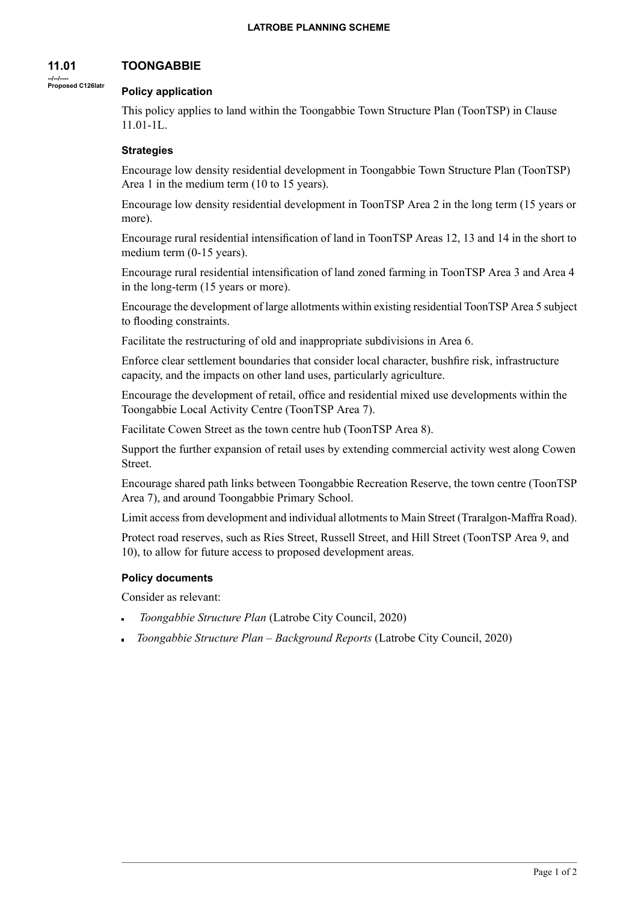# 11.01 TOONGABBIE

--/--/----
Proposed C126latr

### Policy application

This policy applies to land within the Toongabbie Town Structure Plan (ToonTSP) in Clause 11.01-1L.

### Strategies

Encourage low density residential development in Toongabbie Town Structure Plan (ToonTSP) Area 1 in the medium term (10 to 15 years).

Encourage low density residential development in ToonTSP Area 2 in the long term (15 years or more).

Encourage rural residential intensification of land in ToonTSP Areas 12, 13 and 14 in the short to medium term (0-15 years).

Encourage rural residential intensification of land zoned farming in ToonTSP Area 3 and Area 4 in the long-term (15 years or more).

Encourage the development of large allotments within existing residential ToonTSP Area 5 subject to flooding constraints.

Facilitate the restructuring of old and inappropriate subdivisions in Area 6.

Enforce clear settlement boundaries that consider local character, bushfire risk, infrastructure capacity, and the impacts on other land uses, particularly agriculture.

Encourage the development of retail, office and residential mixed use developments within the Toongabbie Local Activity Centre (ToonTSP Area 7).

Facilitate Cowen Street as the town centre hub (ToonTSP Area 8).

Support the further expansion of retail uses by extending commercial activity west along Cowen Street.

Encourage shared path links between Toongabbie Recreation Reserve, the town centre (ToonTSP Area 7), and around Toongabbie Primary School.

Limit access from development and individual allotments to Main Street (Traralgon-Maffra Road).

Protect road reserves, such as Ries Street, Russell Street, and Hill Street (ToonTSP Area 9, and 10), to allow for future access to proposed development areas.

### Policy documents

Consider as relevant:

- *Toongabbie Structure Plan* (Latrobe City Council, 2020)
- *Toongabbie Structure Plan – Background Reports* (Latrobe City Council, 2020)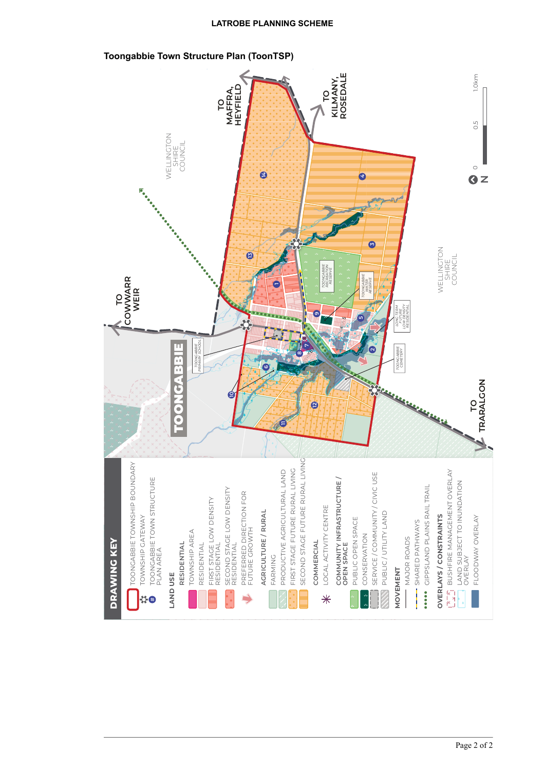## Toongabbie Town Structure Plan (ToonTSP)

TO MAFFRA, HEYFIELD

TO KILMANY, ROSEDALE

TO COWWARR WEIR

TO TRARALGON

WELLINGTON SHIRE COUNCIL

WELLINGTON SHIRE COUNCIL

TOONGABBIE

TOONGABBIE RECREATION RESERVE

TOONGABBIE WATER RESERVE

TOONGABBIE PRIMARY SCHOOL

TOONGABBIE CEMETERY

LONG TERM FUTURE LOW DENSITY RESIDENTIAL

0 0.5 1.0km

N

**DRAWING KEY**

- TOONGABBIE TOWNSHIP BOUNDARY
- TOWNSHIP GATEWAY
- TOONGABBIE TOWN STRUCTURE PLAN AREA

**LAND USE**

**RESIDENTIAL**

- TOWNSHIP AREA
- RESIDENTIAL
- FIRST STAGE LOW DENSITY RESIDENTIAL
- SECOND STAGE LOW DENSITY RESIDENTIAL
- PREFERRED DIRECTION FOR FUTURE GROWTH

**AGRICULTURE / RURAL**

- FARMING
- PRODUCTIVE AGRICULTURAL LAND
- FIRST STAGE FUTURE RURAL LIVING
- SECOND STAGE FUTURE RURAL LIVING

**COMMERCIAL**

- LOCAL ACTIVITY CENTRE

**COMMUNITY INFRASTRUCTURE / OPEN SPACE**

- PUBLIC OPEN SPACE
- CONSERVATION
- SERVICE / COMMUNITY / CIVIC USE
- PUBLIC / UTILITY LAND

**MOVEMENT**

- MAJOR ROADS
- SHARED PATHWAYS
- GIPPSLAND PLAINS RAIL TRAIL

**OVERLAYS / CONSTRAINTS**

- BUSHFIRE MANAGEMENT OVERLAY
- LAND SUBJECT TO INUNDATION OVERLAY
- FLOODWAY OVERLAY